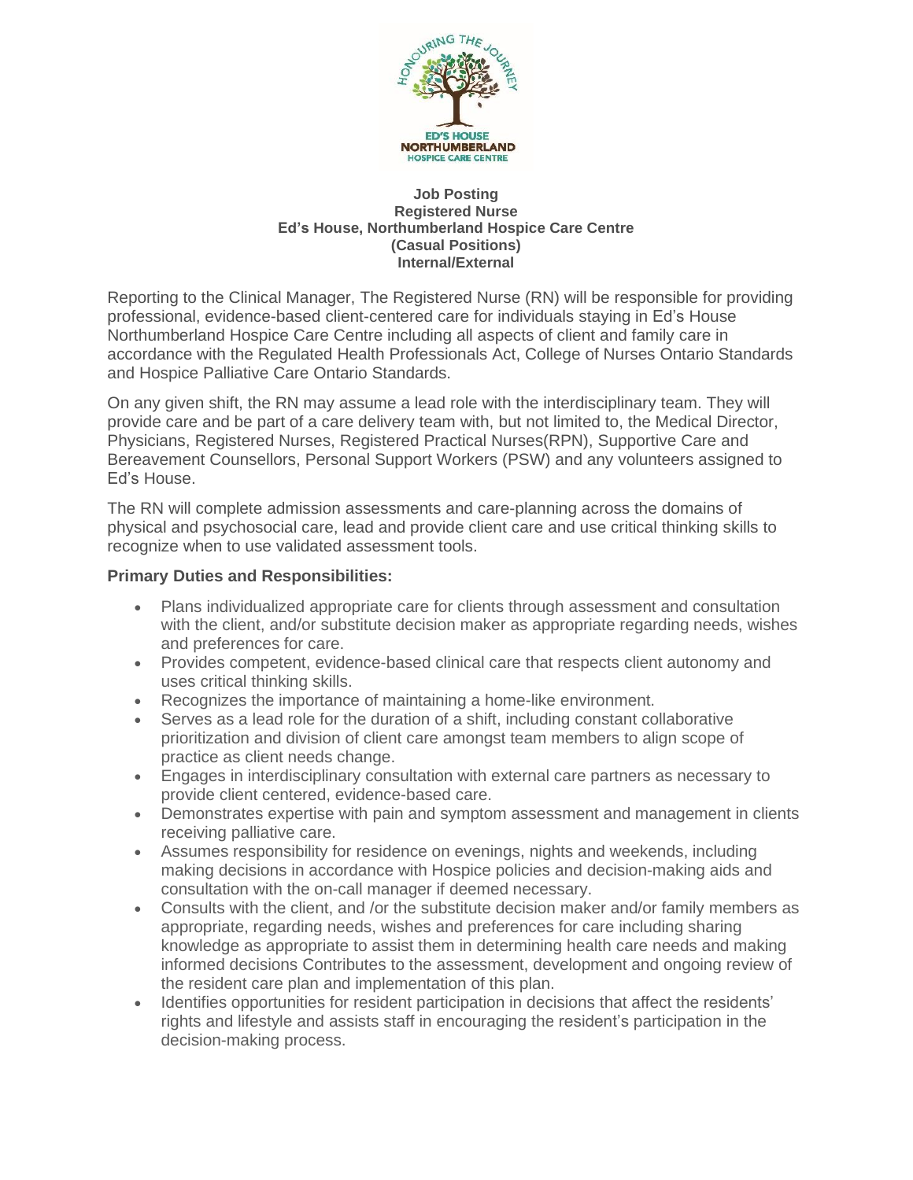**Job Posting**
**Registered Nurse**
**Ed's House, Northumberland Hospice Care Centre**
**(Casual Positions)**
**Internal/External**

Reporting to the Clinical Manager, The Registered Nurse (RN) will be responsible for providing professional, evidence-based client-centered care for individuals staying in Ed's House Northumberland Hospice Care Centre including all aspects of client and family care in accordance with the Regulated Health Professionals Act, College of Nurses Ontario Standards and Hospice Palliative Care Ontario Standards.

On any given shift, the RN may assume a lead role with the interdisciplinary team. They will provide care and be part of a care delivery team with, but not limited to, the Medical Director, Physicians, Registered Nurses, Registered Practical Nurses(RPN), Supportive Care and Bereavement Counsellors, Personal Support Workers (PSW) and any volunteers assigned to Ed's House.

The RN will complete admission assessments and care-planning across the domains of physical and psychosocial care, lead and provide client care and use critical thinking skills to recognize when to use validated assessment tools.

**Primary Duties and Responsibilities:**

- Plans individualized appropriate care for clients through assessment and consultation with the client, and/or substitute decision maker as appropriate regarding needs, wishes and preferences for care.
- Provides competent, evidence-based clinical care that respects client autonomy and uses critical thinking skills.
- Recognizes the importance of maintaining a home-like environment.
- Serves as a lead role for the duration of a shift, including constant collaborative prioritization and division of client care amongst team members to align scope of practice as client needs change.
- Engages in interdisciplinary consultation with external care partners as necessary to provide client centered, evidence-based care.
- Demonstrates expertise with pain and symptom assessment and management in clients receiving palliative care.
- Assumes responsibility for residence on evenings, nights and weekends, including making decisions in accordance with Hospice policies and decision-making aids and consultation with the on-call manager if deemed necessary.
- Consults with the client, and /or the substitute decision maker and/or family members as appropriate, regarding needs, wishes and preferences for care including sharing knowledge as appropriate to assist them in determining health care needs and making informed decisions Contributes to the assessment, development and ongoing review of the resident care plan and implementation of this plan.
- Identifies opportunities for resident participation in decisions that affect the residents' rights and lifestyle and assists staff in encouraging the resident's participation in the decision-making process.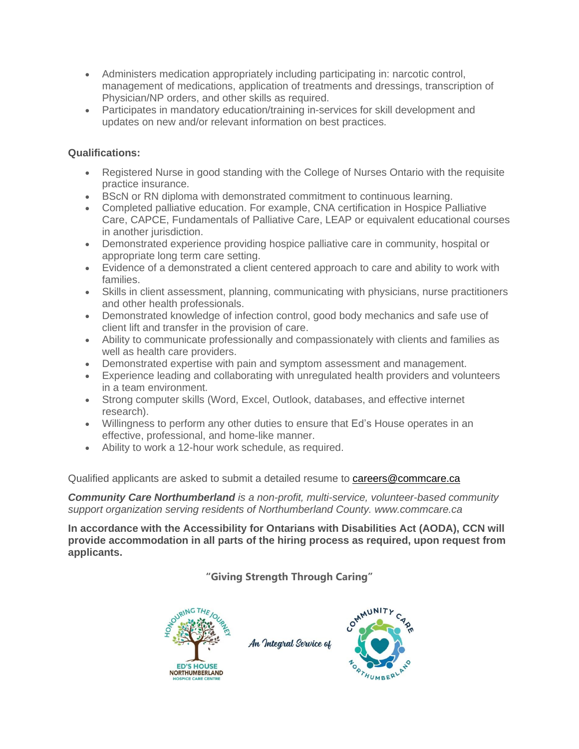- Administers medication appropriately including participating in: narcotic control, management of medications, application of treatments and dressings, transcription of Physician/NP orders, and other skills as required.
- Participates in mandatory education/training in-services for skill development and updates on new and/or relevant information on best practices.

**Qualifications:**

- Registered Nurse in good standing with the College of Nurses Ontario with the requisite practice insurance.
- BScN or RN diploma with demonstrated commitment to continuous learning.
- Completed palliative education. For example, CNA certification in Hospice Palliative Care, CAPCE, Fundamentals of Palliative Care, LEAP or equivalent educational courses in another jurisdiction.
- Demonstrated experience providing hospice palliative care in community, hospital or appropriate long term care setting.
- Evidence of a demonstrated a client centered approach to care and ability to work with families.
- Skills in client assessment, planning, communicating with physicians, nurse practitioners and other health professionals.
- Demonstrated knowledge of infection control, good body mechanics and safe use of client lift and transfer in the provision of care.
- Ability to communicate professionally and compassionately with clients and families as well as health care providers.
- Demonstrated expertise with pain and symptom assessment and management.
- Experience leading and collaborating with unregulated health providers and volunteers in a team environment.
- Strong computer skills (Word, Excel, Outlook, databases, and effective internet research).
- Willingness to perform any other duties to ensure that Ed's House operates in an effective, professional, and home-like manner.
- Ability to work a 12-hour work schedule, as required.

Qualified applicants are asked to submit a detailed resume to careers@commcare.ca

***Community Care Northumberland*** *is a non-profit, multi-service, volunteer-based community support organization serving residents of Northumberland County. www.commcare.ca*

**In accordance with the Accessibility for Ontarians with Disabilities Act (AODA), CCN will provide accommodation in all parts of the hiring process as required, upon request from applicants.**

**"Giving Strength Through Caring"**

HONOURING THE JOURNEY
ED'S HOUSE NORTHUMBERLAND
HOSPICE CARE CENTRE

*An Integral Service of*

COMMUNITY CARE NORTHUMBERLAND